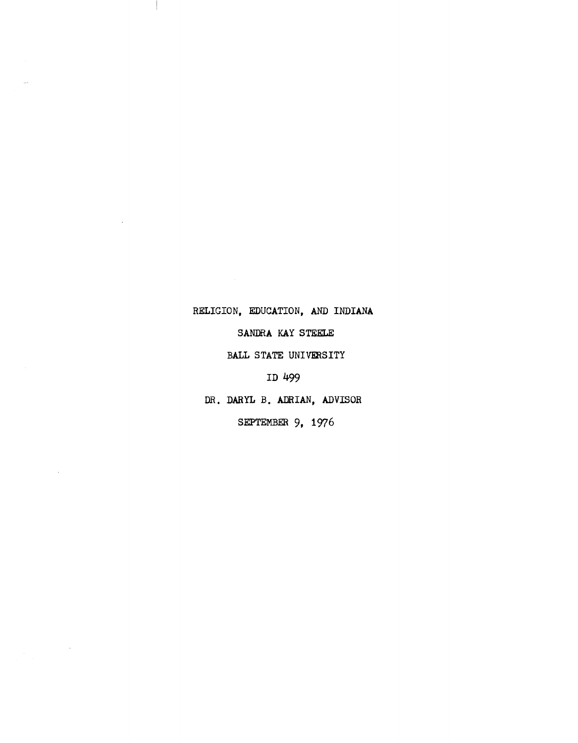RELIGION, EDUCATION, AND INDIANA

SANDRA KAY STEELE

BALL STATE UNIVERSITY

ID 499

DR. DARYL B. ADRIAN, ADVISOR

SEPTEMBER 9, 1976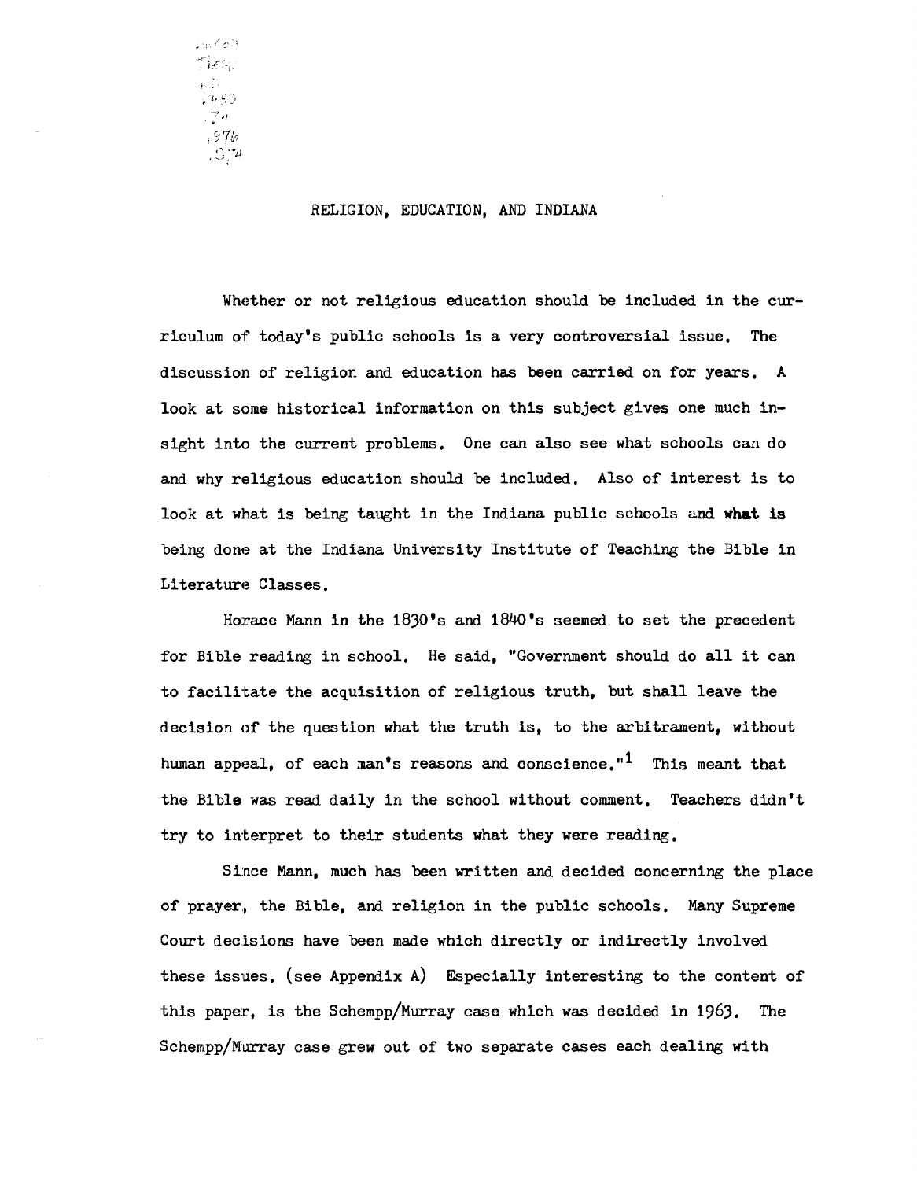# RELIGION, EDUCATION, AND INDIANA

Whether or not religious education should be included in the curriculum of today's public schools is a very controversial issue. The discussion of religion and education has been carried on for years. A look at some historical information on this subject gives one much insight into the current problems. One can also see what schools can do and why religious education should be included. Also of interest is to look at what is being taught in the Indiana public schools and what is being done at the Indiana University Institute of Teaching the Bible in Literature Classes.

Horace Mann in the 1830's and 1840's seemed to set the precedent for Bible reading in school. He said, "Government should do all it can to facilitate the acquisition of religious truth, but shall leave the decision of the question what the truth is, to the arbitrament, without human appeal, of each man's reasons and conscience."[1] This meant that the Bible was read daily in the school without comment. Teachers didn't try to interpret to their students what they were reading.

Since Mann, much has been written and decided concerning the place of prayer, the Bible, and religion in the public schools. Many Supreme Court decisions have been made which directly or indirectly involved these issues. (see Appendix A) Especially interesting to the content of this paper, is the Schempp/Murray case which was decided in 1963. The Schempp/Murray case grew out of two separate cases each dealing with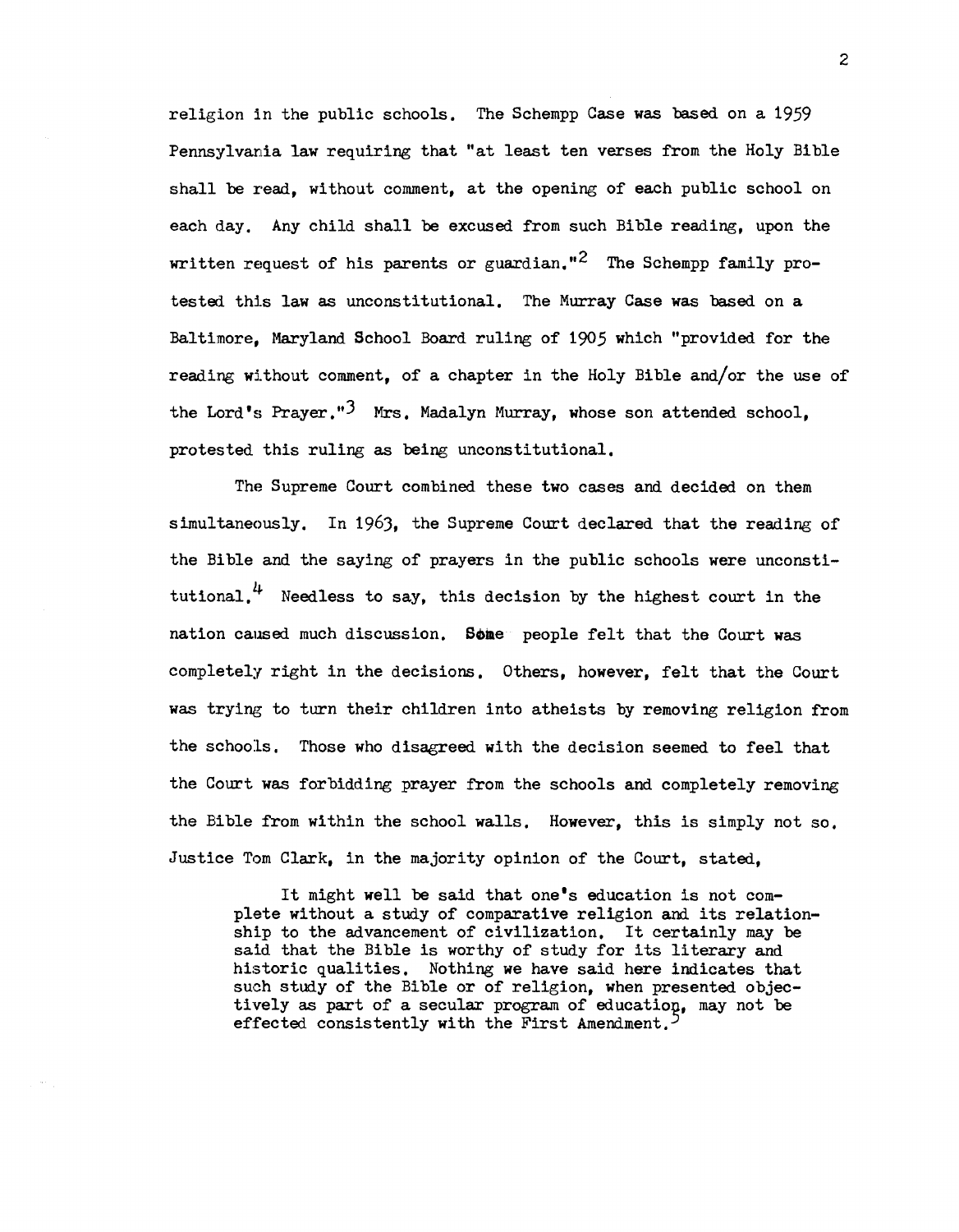religion in the public schools. The Schempp Case was based on a 1959 Pennsylvania law requiring that "at least ten verses from the Holy Bible shall be read, without comment, at the opening of each public school on each day. Any child shall be excused from such Bible reading, upon the written request of his parents or guardian."[2] The Schempp family protested this law as unconstitutional. The Murray Case was based on a Baltimore, Maryland School Board ruling of 1905 which "provided for the reading without comment, of a chapter in the Holy Bible and/or the use of the Lord's Prayer."[3] Mrs. Madalyn Murray, whose son attended school, protested this ruling as being unconstitutional.

The Supreme Court combined these two cases and decided on them simultaneously. In 1963, the Supreme Court declared that the reading of the Bible and the saying of prayers in the public schools were unconstitutional.[4] Needless to say, this decision by the highest court in the nation caused much discussion. Some people felt that the Court was completely right in the decisions. Others, however, felt that the Court was trying to turn their children into atheists by removing religion from the schools. Those who disagreed with the decision seemed to feel that the Court was forbidding prayer from the schools and completely removing the Bible from within the school walls. However, this is simply not so. Justice Tom Clark, in the majority opinion of the Court, stated,

> It might well be said that one's education is not complete without a study of comparative religion and its relationship to the advancement of civilization. It certainly may be said that the Bible is worthy of study for its literary and historic qualities. Nothing we have said here indicates that such study of the Bible or of religion, when presented objectively as part of a secular program of education, may not be effected consistently with the First Amendment.[5]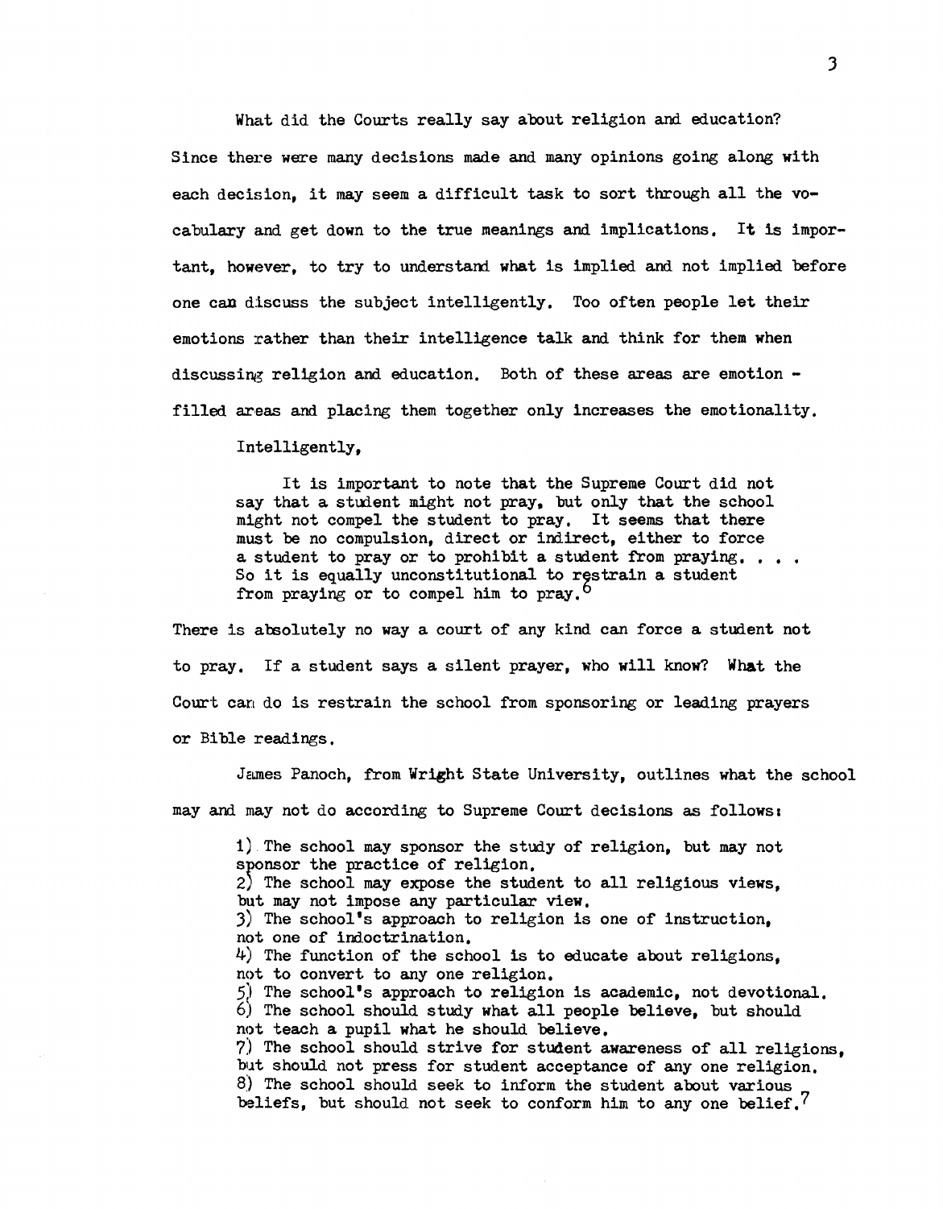What did the Courts really say about religion and education? Since there were many decisions made and many opinions going along with each decision, it may seem a difficult task to sort through all the vocabulary and get down to the true meanings and implications. It is important, however, to try to understand what is implied and not implied before one can discuss the subject intelligently. Too often people let their emotions rather than their intelligence talk and think for them when discussing religion and education. Both of these areas are emotion - filled areas and placing them together only increases the emotionality.

Intelligently,

> It is important to note that the Supreme Court did not say that a student might not pray, but only that the school might not compel the student to pray. It seems that there must be no compulsion, direct or indirect, either to force a student to pray or to prohibit a student from praying. . . . So it is equally unconstitutional to restrain a student from praying or to compel him to pray.[6]

There is absolutely no way a court of any kind can force a student not to pray. If a student says a silent prayer, who will know? What the Court can do is restrain the school from sponsoring or leading prayers or Bible readings.

James Panoch, from Wright State University, outlines what the school may and may not do according to Supreme Court decisions as follows:

> 1) The school may sponsor the study of religion, but may not sponsor the practice of religion.
> 2) The school may expose the student to all religious views, but may not impose any particular view.
> 3) The school's approach to religion is one of instruction, not one of indoctrination.
> 4) The function of the school is to educate about religions, not to convert to any one religion.
> 5) The school's approach to religion is academic, not devotional.
> 6) The school should study what all people believe, but should not teach a pupil what he should believe.
> 7) The school should strive for student awareness of all religions, but should not press for student acceptance of any one religion.
> 8) The school should seek to inform the student about various beliefs, but should not seek to conform him to any one belief.[7]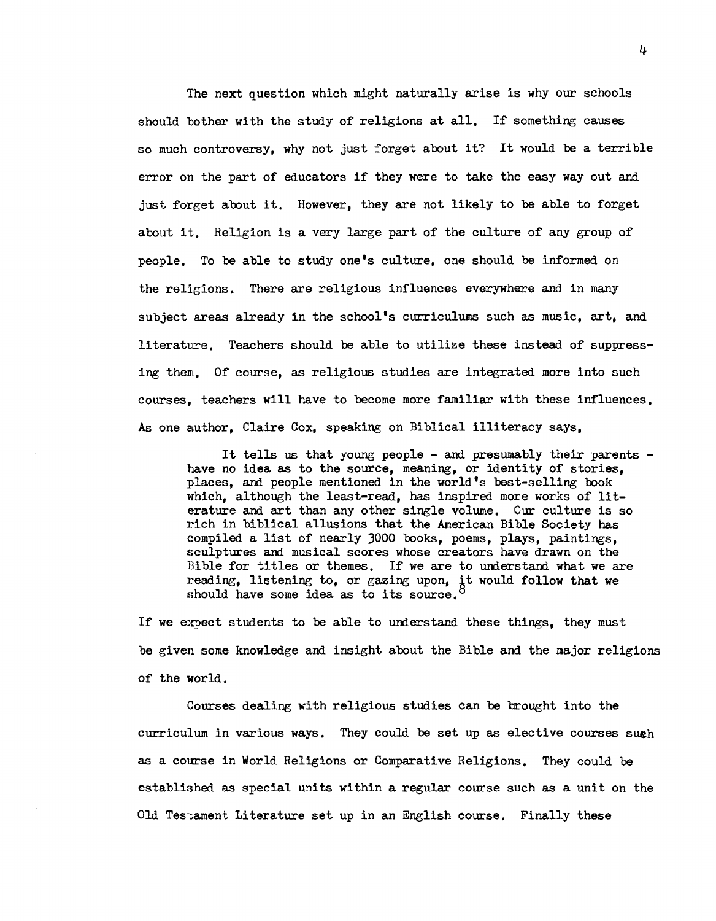The next question which might naturally arise is why our schools should bother with the study of religions at all. If something causes so much controversy, why not just forget about it? It would be a terrible error on the part of educators if they were to take the easy way out and just forget about it. However, they are not likely to be able to forget about it. Religion is a very large part of the culture of any group of people. To be able to study one's culture, one should be informed on the religions. There are religious influences everywhere and in many subject areas already in the school's curriculums such as music, art, and literature. Teachers should be able to utilize these instead of suppressing them. Of course, as religious studies are integrated more into such courses, teachers will have to become more familiar with these influences. As one author, Claire Cox, speaking on Biblical illiteracy says,

> It tells us that young people - and presumably their parents - have no idea as to the source, meaning, or identity of stories, places, and people mentioned in the world's best-selling book which, although the least-read, has inspired more works of literature and art than any other single volume. Our culture is so rich in biblical allusions that the American Bible Society has compiled a list of nearly 3000 books, poems, plays, paintings, sculptures and musical scores whose creators have drawn on the Bible for titles or themes. If we are to understand what we are reading, listening to, or gazing upon, it would follow that we should have some idea as to its source.[8]

If we expect students to be able to understand these things, they must be given some knowledge and insight about the Bible and the major religions of the world.

Courses dealing with religious studies can be brought into the curriculum in various ways. They could be set up as elective courses such as a course in World Religions or Comparative Religions. They could be established as special units within a regular course such as a unit on the Old Testament Literature set up in an English course. Finally these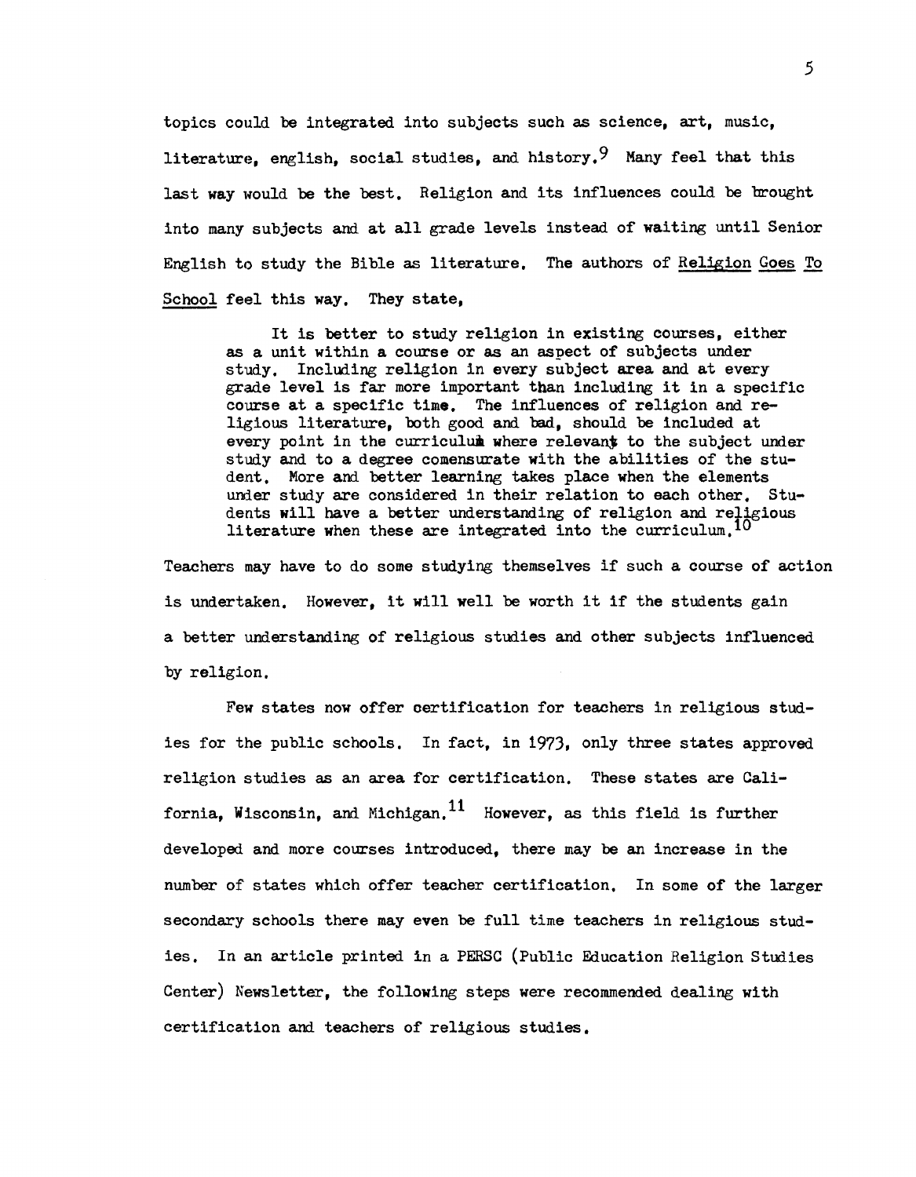topics could be integrated into subjects such as science, art, music, literature, english, social studies, and history.[9] Many feel that this last way would be the best. Religion and its influences could be brought into many subjects and at all grade levels instead of waiting until Senior English to study the Bible as literature. The authors of <u>Religion Goes To School</u> feel this way. They state,

> It is better to study religion in existing courses, either as a unit within a course or as an aspect of subjects under study. Including religion in every subject area and at every grade level is far more important than including it in a specific course at a specific time. The influences of religion and religious literature, both good and bad, should be included at every point in the curriculum where relevant to the subject under study and to a degree comensurate with the abilities of the student. More and better learning takes place when the elements under study are considered in their relation to each other. Students will have a better understanding of religion and religious literature when these are integrated into the curriculum.[10]

Teachers may have to do some studying themselves if such a course of action is undertaken. However, it will well be worth it if the students gain a better understanding of religious studies and other subjects influenced by religion.

Few states now offer certification for teachers in religious studies for the public schools. In fact, in 1973, only three states approved religion studies as an area for certification. These states are California, Wisconsin, and Michigan.[11] However, as this field is further developed and more courses introduced, there may be an increase in the number of states which offer teacher certification. In some of the larger secondary schools there may even be full time teachers in religious studies. In an article printed in a PERSC (Public Education Religion Studies Center) Newsletter, the following steps were recommended dealing with certification and teachers of religious studies.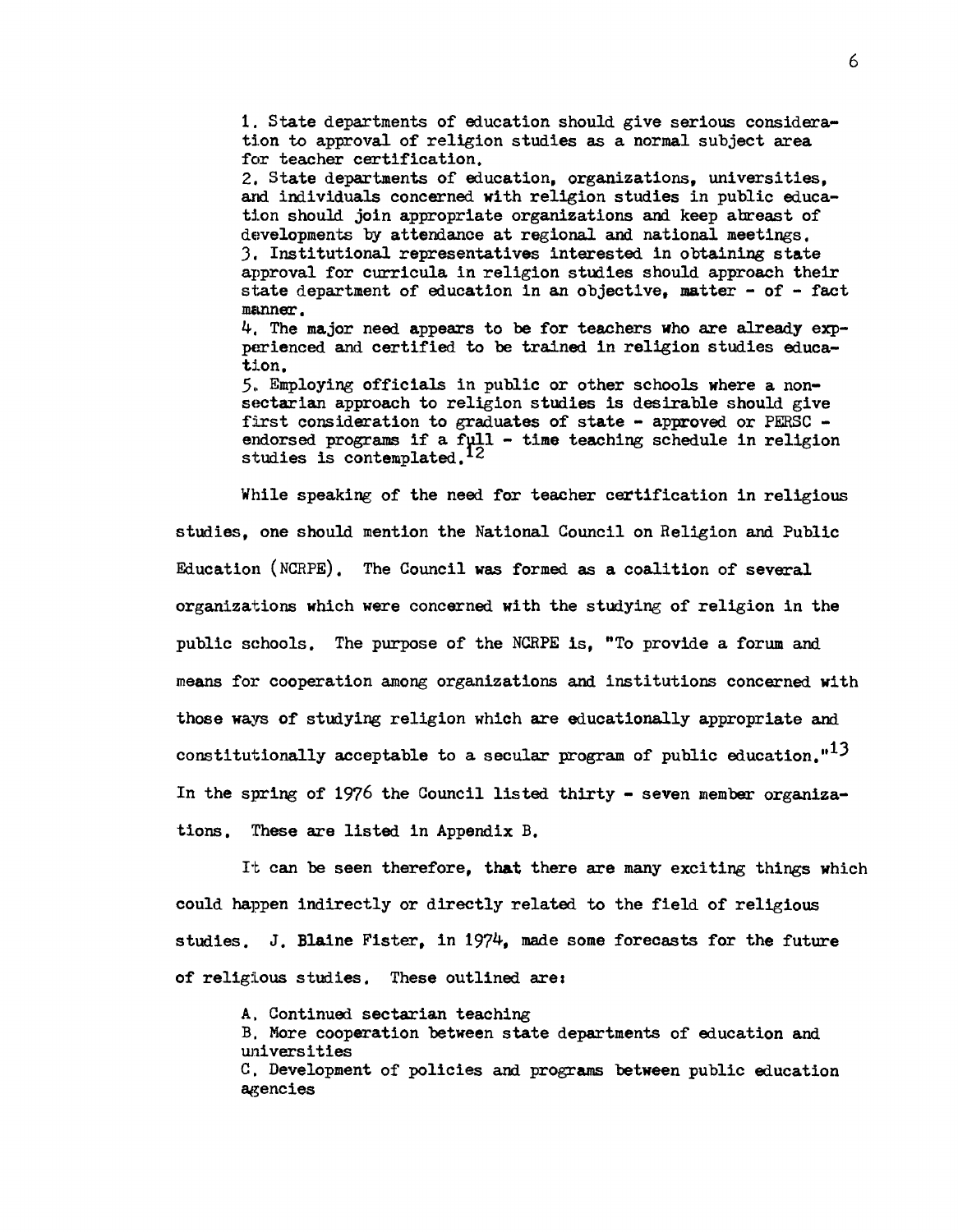1. State departments of education should give serious consideration to approval of religion studies as a normal subject area for teacher certification.
2. State departments of education, organizations, universities, and individuals concerned with religion studies in public education should join appropriate organizations and keep abreast of developments by attendance at regional and national meetings.
3. Institutional representatives interested in obtaining state approval for curricula in religion studies should approach their state department of education in an objective, matter - of - fact manner.
4. The major need appears to be for teachers who are already expperienced and certified to be trained in religion studies education.
5. Employing officials in public or other schools where a nonsectarian approach to religion studies is desirable should give first consideration to graduates of state - approved or PERSC - endorsed programs if a full - time teaching schedule in religion studies is contemplated.[12]

While speaking of the need for teacher certification in religious studies, one should mention the National Council on Religion and Public Education (NCRPE). The Council was formed as a coalition of several organizations which were concerned with the studying of religion in the public schools. The purpose of the NCRPE is, "To provide a forum and means for cooperation among organizations and institutions concerned with those ways of studying religion which are educationally appropriate and constitutionally acceptable to a secular program of public education."[13] In the spring of 1976 the Council listed thirty - seven member organizations. These are listed in Appendix B.

It can be seen therefore, that there are many exciting things which could happen indirectly or directly related to the field of religious studies. J. Blaine Fister, in 1974, made some forecasts for the future of religious studies. These outlined are:

A. Continued sectarian teaching
B. More cooperation between state departments of education and universities
C. Development of policies and programs between public education agencies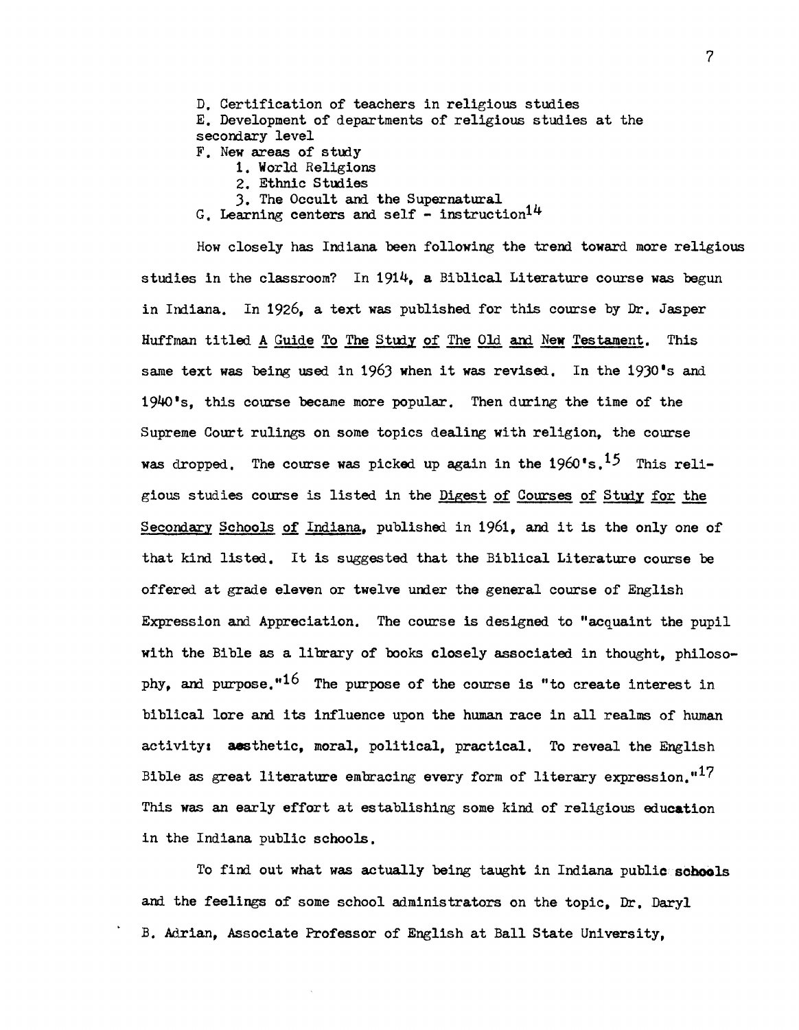D. Certification of teachers in religious studies

E. Development of departments of religious studies at the secondary level

F. New areas of study

1. World Religions
2. Ethnic Studies
3. The Occult and the Supernatural

G. Learning centers and self - instruction[14]

How closely has Indiana been following the trend toward more religious studies in the classroom? In 1914, a Biblical Literature course was begun in Indiana. In 1926, a text was published for this course by Dr. Jasper Huffman titled A Guide To The Study of The Old and New Testament. This same text was being used in 1963 when it was revised. In the 1930's and 1940's, this course became more popular. Then during the time of the Supreme Court rulings on some topics dealing with religion, the course was dropped. The course was picked up again in the 1960's.[15] This religious studies course is listed in the Digest of Courses of Study for the Secondary Schools of Indiana, published in 1961, and it is the only one of that kind listed. It is suggested that the Biblical Literature course be offered at grade eleven or twelve under the general course of English Expression and Appreciation. The course is designed to "acquaint the pupil with the Bible as a library of books closely associated in thought, philosophy, and purpose."[16] The purpose of the course is "to create interest in biblical lore and its influence upon the human race in all realms of human activity: aesthetic, moral, political, practical. To reveal the English Bible as great literature embracing every form of literary expression."[17] This was an early effort at establishing some kind of religious education in the Indiana public schools.

To find out what was actually being taught in Indiana public schools and the feelings of some school administrators on the topic, Dr. Daryl B. Adrian, Associate Professor of English at Ball State University,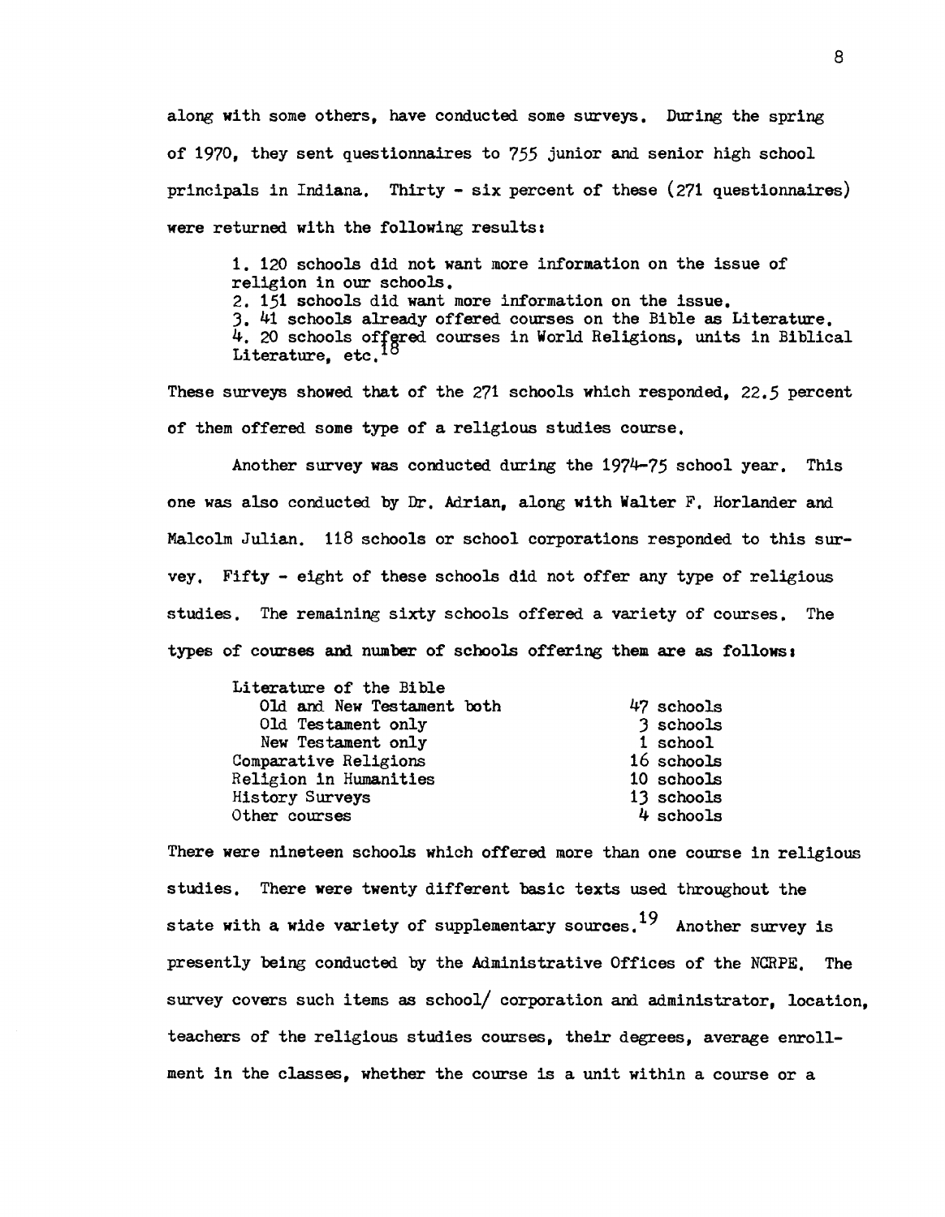along with some others, have conducted some surveys. During the spring of 1970, they sent questionnaires to 755 junior and senior high school principals in Indiana. Thirty - six percent of these (271 questionnaires) were returned with the following results:

> 1. 120 schools did not want more information on the issue of religion in our schools.
> 2. 151 schools did want more information on the issue.
> 3. 41 schools already offered courses on the Bible as Literature.
> 4. 20 schools offered courses in World Religions, units in Biblical Literature, etc.[18]

These surveys showed that of the 271 schools which responded, 22.5 percent of them offered some type of a religious studies course.

Another survey was conducted during the 1974-75 school year. This one was also conducted by Dr. Adrian, along with Walter F. Horlander and Malcolm Julian. 118 schools or school corporations responded to this survey. Fifty - eight of these schools did not offer any type of religious studies. The remaining sixty schools offered a variety of courses. The types of courses and number of schools offering them are as follows:

| Course | Schools |
|---|---|
| Literature of the Bible | |
| Old and New Testament both | 47 schools |
| Old Testament only | 3 schools |
| New Testament only | 1 school |
| Comparative Religions | 16 schools |
| Religion in Humanities | 10 schools |
| History Surveys | 13 schools |
| Other courses | 4 schools |

There were nineteen schools which offered more than one course in religious studies. There were twenty different basic texts used throughout the state with a wide variety of supplementary sources.[19] Another survey is presently being conducted by the Administrative Offices of the NCRPE. The survey covers such items as school/ corporation and administrator, location, teachers of the religious studies courses, their degrees, average enrollment in the classes, whether the course is a unit within a course or a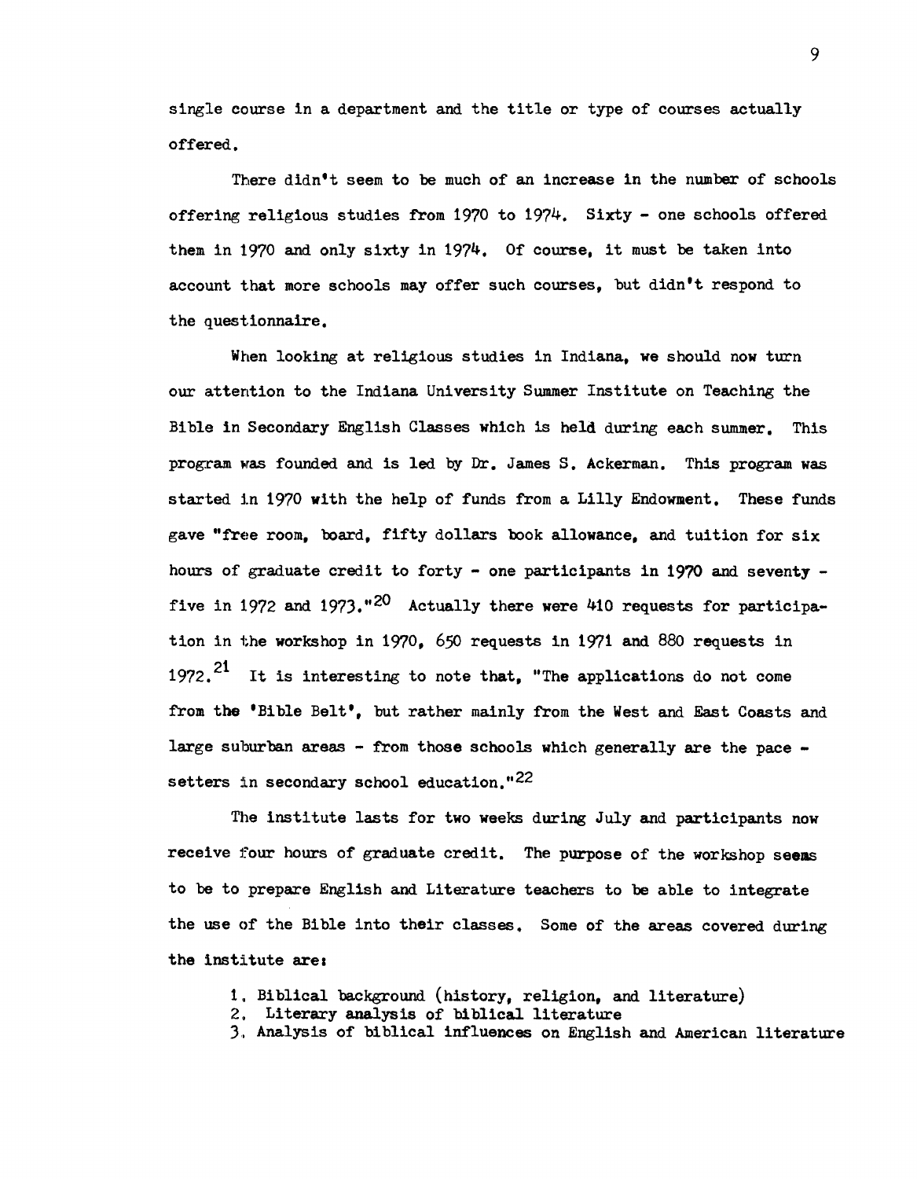single course in a department and the title or type of courses actually offered.

There didn't seem to be much of an increase in the number of schools offering religious studies from 1970 to 1974. Sixty - one schools offered them in 1970 and only sixty in 1974. Of course, it must be taken into account that more schools may offer such courses, but didn't respond to the questionnaire.

When looking at religious studies in Indiana, we should now turn our attention to the Indiana University Summer Institute on Teaching the Bible in Secondary English Classes which is held during each summer. This program was founded and is led by Dr. James S. Ackerman. This program was started in 1970 with the help of funds from a Lilly Endowment. These funds gave "free room, board, fifty dollars book allowance, and tuition for six hours of graduate credit to forty - one participants in 1970 and seventy - five in 1972 and 1973."[20] Actually there were 410 requests for participation in the workshop in 1970, 650 requests in 1971 and 880 requests in 1972.[21] It is interesting to note that, "The applications do not come from the 'Bible Belt', but rather mainly from the West and East Coasts and large suburban areas - from those schools which generally are the pace - setters in secondary school education."[22]

The institute lasts for two weeks during July and participants now receive four hours of graduate credit. The purpose of the workshop seems to be to prepare English and Literature teachers to be able to integrate the use of the Bible into their classes. Some of the areas covered during the institute are:

1. Biblical background (history, religion, and literature)
2. Literary analysis of biblical literature
3. Analysis of biblical influences on English and American literature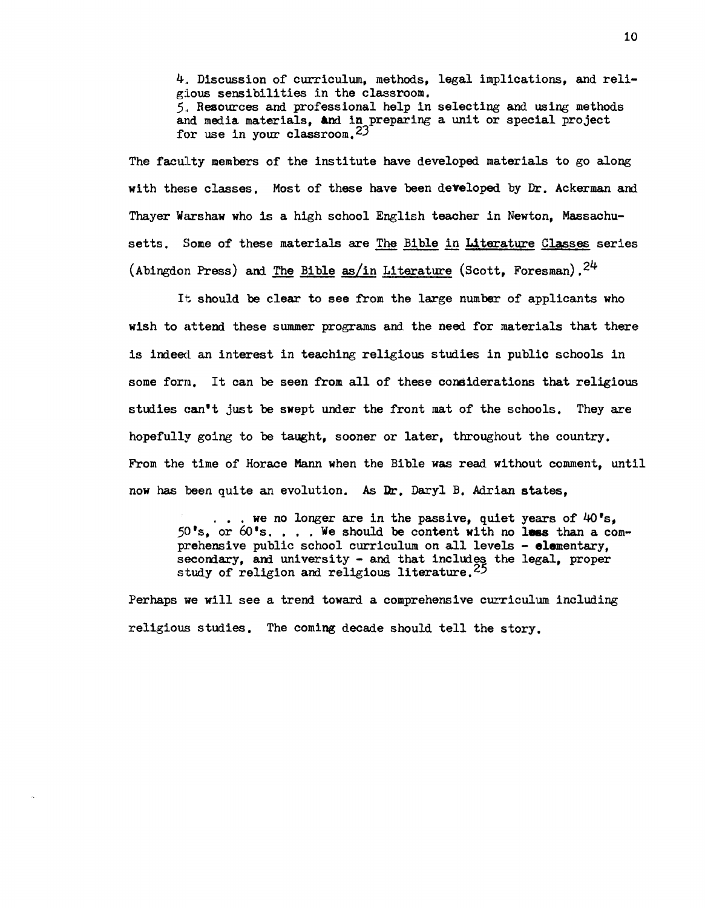> 4. Discussion of curriculum, methods, legal implications, and religious sensibilities in the classroom.
> 5. Resources and professional help in selecting and using methods and media materials, and in preparing a unit or special project for use in your classroom.[23]

The faculty members of the institute have developed materials to go along with these classes. Most of these have been developed by Dr. Ackerman and Thayer Warshaw who is a high school English teacher in Newton, Massachusetts. Some of these materials are <u>The Bible in Literature Classes</u> series (Abingdon Press) and <u>The Bible as/in Literature</u> (Scott, Foresman).[24]

It should be clear to see from the large number of applicants who wish to attend these summer programs and the need for materials that there is indeed an interest in teaching religious studies in public schools in some form. It can be seen from all of these considerations that religious studies can't just be swept under the front mat of the schools. They are hopefully going to be taught, sooner or later, throughout the country. From the time of Horace Mann when the Bible was read without comment, until now has been quite an evolution. As Dr. Daryl B. Adrian states,

> . . . we no longer are in the passive, quiet years of 40's, 50's, or 60's. . . . We should be content with no less than a comprehensive public school curriculum on all levels - elementary, secondary, and university - and that includes the legal, proper study of religion and religious literature.[25]

Perhaps we will see a trend toward a comprehensive curriculum including religious studies. The coming decade should tell the story.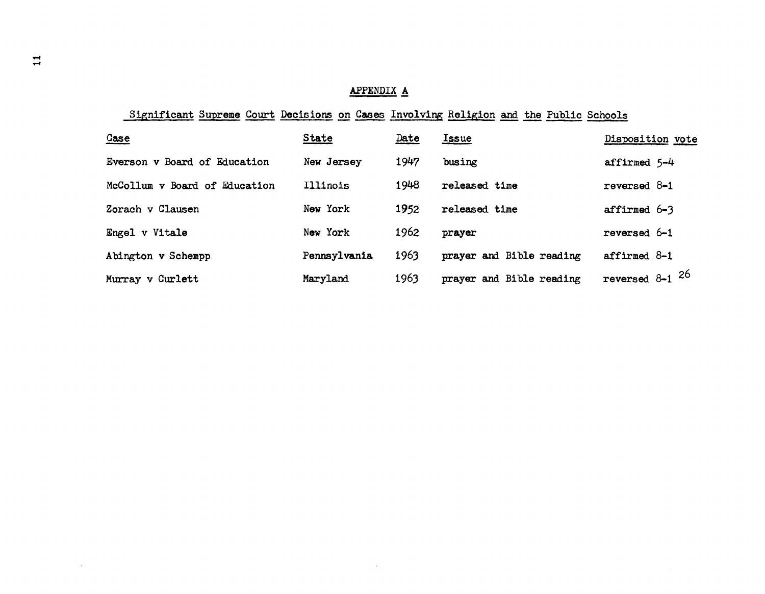## APPENDIX A

### Significant Supreme Court Decisions on Cases Involving Religion and the Public Schools

| Case | State | Date | Issue | Disposition vote |
|---|---|---|---|---|
| Everson v Board of Education | New Jersey | 1947 | busing | affirmed 5-4 |
| McCollum v Board of Education | Illinois | 1948 | released time | reversed 8-1 |
| Zorach v Clausen | New York | 1952 | released time | affirmed 6-3 |
| Engel v Vitale | New York | 1962 | prayer | reversed 6-1 |
| Abington v Schempp | Pennsylvania | 1963 | prayer and Bible reading | affirmed 8-1 |
| Murray v Curlett | Maryland | 1963 | prayer and Bible reading | reversed 8-1 [26] |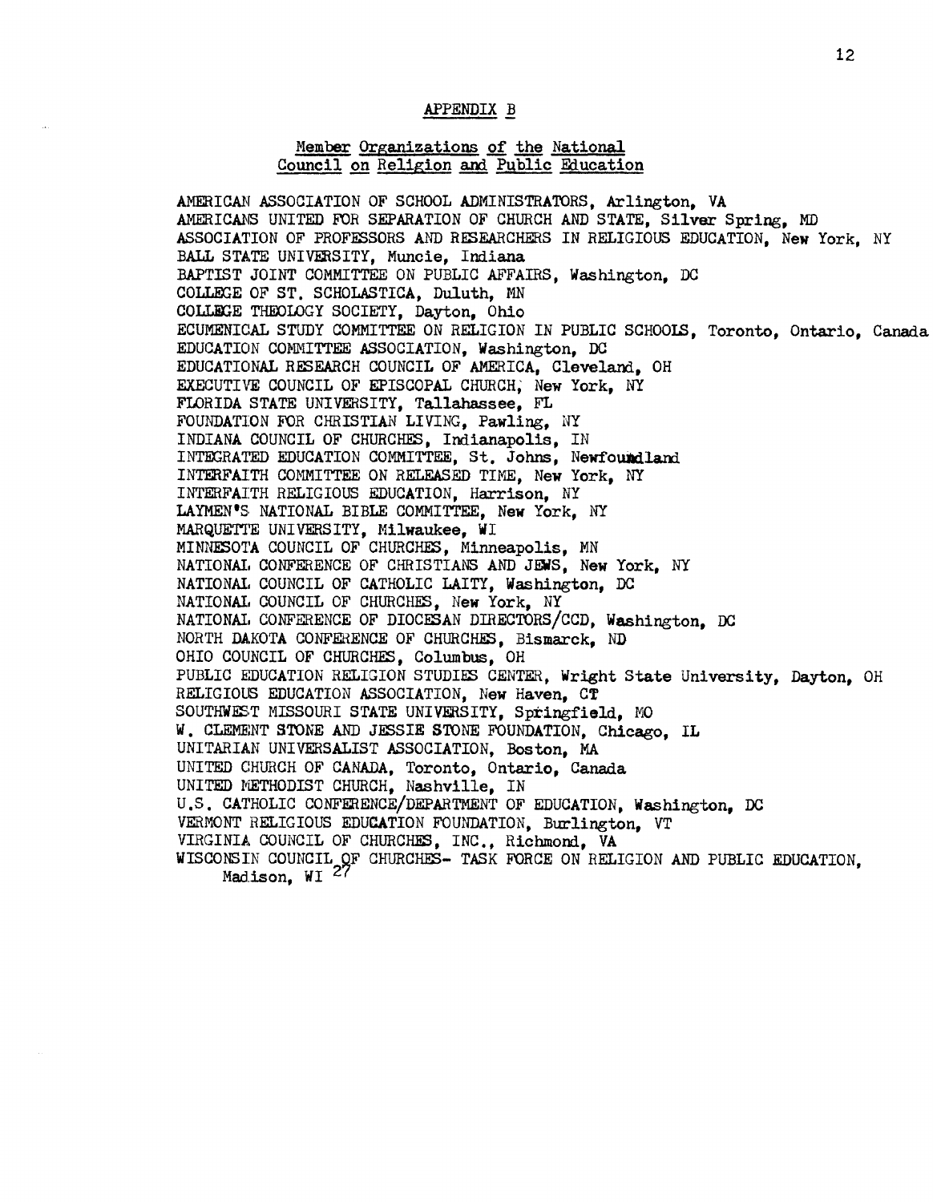## APPENDIX B

### Member Organizations of the National Council on Religion and Public Education

AMERICAN ASSOCIATION OF SCHOOL ADMINISTRATORS, Arlington, VA
AMERICANS UNITED FOR SEPARATION OF CHURCH AND STATE, Silver Spring, MD
ASSOCIATION OF PROFESSORS AND RESEARCHERS IN RELIGIOUS EDUCATION, New York, NY
BALL STATE UNIVERSITY, Muncie, Indiana
BAPTIST JOINT COMMITTEE ON PUBLIC AFFAIRS, Washington, DC
COLLEGE OF ST. SCHOLASTICA, Duluth, MN
COLLEGE THEOLOGY SOCIETY, Dayton, Ohio
ECUMENICAL STUDY COMMITTEE ON RELIGION IN PUBLIC SCHOOLS, Toronto, Ontario, Canada
EDUCATION COMMITTEE ASSOCIATION, Washington, DC
EDUCATIONAL RESEARCH COUNCIL OF AMERICA, Cleveland, OH
EXECUTIVE COUNCIL OF EPISCOPAL CHURCH, New York, NY
FLORIDA STATE UNIVERSITY, Tallahassee, FL
FOUNDATION FOR CHRISTIAN LIVING, Pawling, NY
INDIANA COUNCIL OF CHURCHES, Indianapolis, IN
INTEGRATED EDUCATION COMMITTEE, St. Johns, Newfoundland
INTERFAITH COMMITTEE ON RELEASED TIME, New York, NY
INTERFAITH RELIGIOUS EDUCATION, Harrison, NY
LAYMEN'S NATIONAL BIBLE COMMITTEE, New York, NY
MARQUETTE UNIVERSITY, Milwaukee, WI
MINNESOTA COUNCIL OF CHURCHES, Minneapolis, MN
NATIONAL CONFERENCE OF CHRISTIANS AND JEWS, New York, NY
NATIONAL COUNCIL OF CATHOLIC LAITY, Washington, DC
NATIONAL COUNCIL OF CHURCHES, New York, NY
NATIONAL CONFERENCE OF DIOCESAN DIRECTORS/CCD, Washington, DC
NORTH DAKOTA CONFERENCE OF CHURCHES, Bismarck, ND
OHIO COUNCIL OF CHURCHES, Columbus, OH
PUBLIC EDUCATION RELIGION STUDIES CENTER, Wright State University, Dayton, OH
RELIGIOUS EDUCATION ASSOCIATION, New Haven, CT
SOUTHWEST MISSOURI STATE UNIVERSITY, Springfield, MO
W. CLEMENT STONE AND JESSIE STONE FOUNDATION, Chicago, IL
UNITARIAN UNIVERSALIST ASSOCIATION, Boston, MA
UNITED CHURCH OF CANADA, Toronto, Ontario, Canada
UNITED METHODIST CHURCH, Nashville, IN
U.S. CATHOLIC CONFERENCE/DEPARTMENT OF EDUCATION, Washington, DC
VERMONT RELIGIOUS EDUCATION FOUNDATION, Burlington, VT
VIRGINIA COUNCIL OF CHURCHES, INC., Richmond, VA
WISCONSIN COUNCIL OF CHURCHES- TASK FORCE ON RELIGION AND PUBLIC EDUCATION, Madison, WI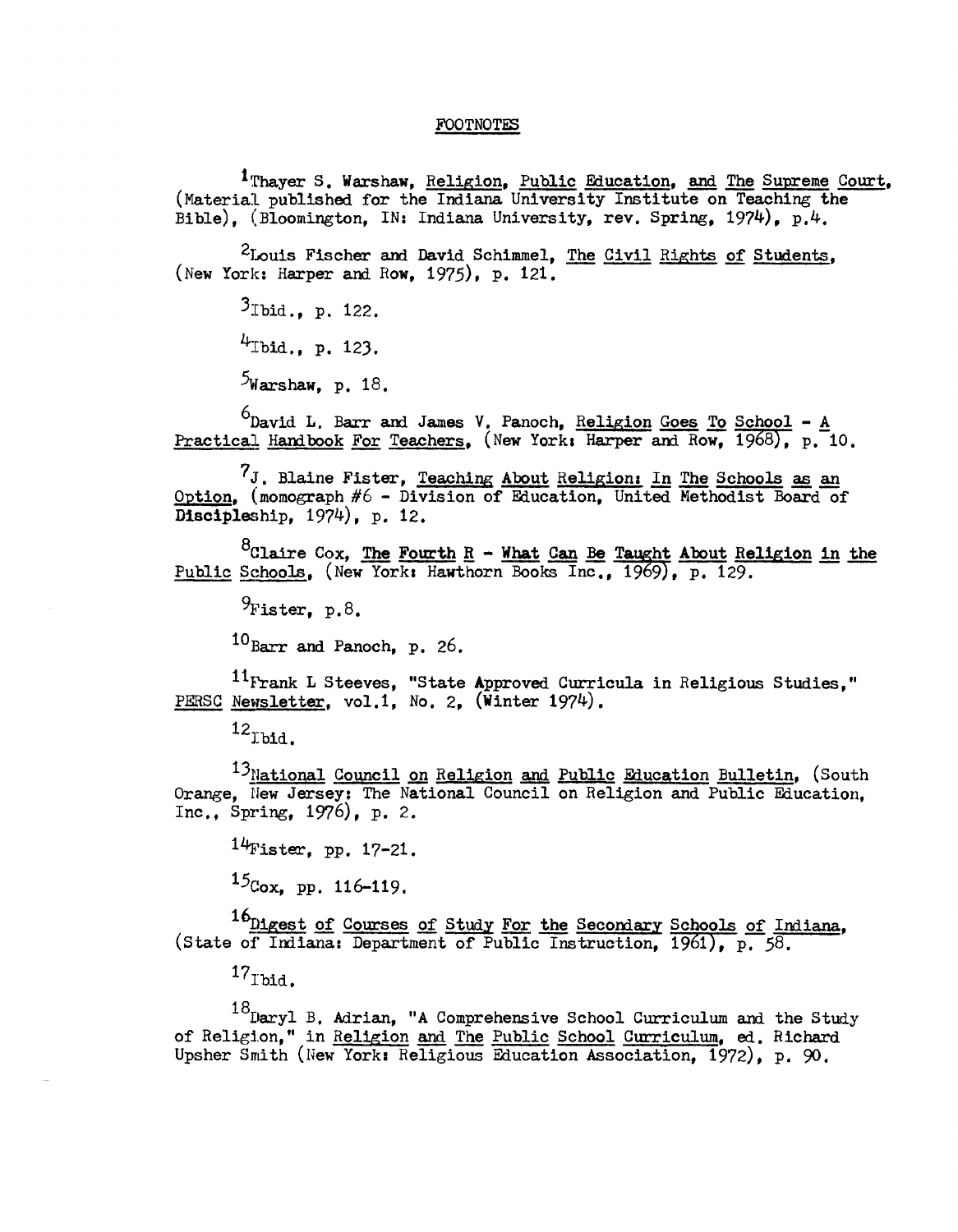## FOOTNOTES

[1]Thayer S. Warshaw, Religion, Public Education, and The Supreme Court, (Material published for the Indiana University Institute on Teaching the Bible), (Bloomington, IN: Indiana University, rev. Spring, 1974), p.4.

[2]Louis Fischer and David Schimmel, The Civil Rights of Students, (New York: Harper and Row, 1975), p. 121.

[3]Ibid., p. 122.

[4]Ibid., p. 123.

[5]Warshaw, p. 18.

[6]David L. Barr and James V. Panoch, Religion Goes To School - A Practical Handbook For Teachers, (New York: Harper and Row, 1968), p. 10.

[7]J. Blaine Fister, Teaching About Religion: In The Schools as an Option, (momograph #6 - Division of Education, United Methodist Board of Discipleship, 1974), p. 12.

[8]Claire Cox, The Fourth R - What Can Be Taught About Religion in the Public Schools, (New York: Hawthorn Books Inc., 1969), p. 129.

[9]Fister, p.8.

[10]Barr and Panoch, p. 26.

[11]Frank L Steeves, "State Approved Curricula in Religious Studies," PERSC Newsletter, vol.1, No. 2, (Winter 1974).

[12]Ibid.

[13]National Council on Religion and Public Education Bulletin, (South Orange, New Jersey: The National Council on Religion and Public Education, Inc., Spring, 1976), p. 2.

[14]Fister, pp. 17-21.

[15]Cox, pp. 116-119.

[16]Digest of Courses of Study For the Secondary Schools of Indiana, (State of Indiana: Department of Public Instruction, 1961), p. 58.

[17]Ibid.

[18]Daryl B. Adrian, "A Comprehensive School Curriculum and the Study of Religion," in Religion and The Public School Curriculum, ed. Richard Upsher Smith (New York: Religious Education Association, 1972), p. 90.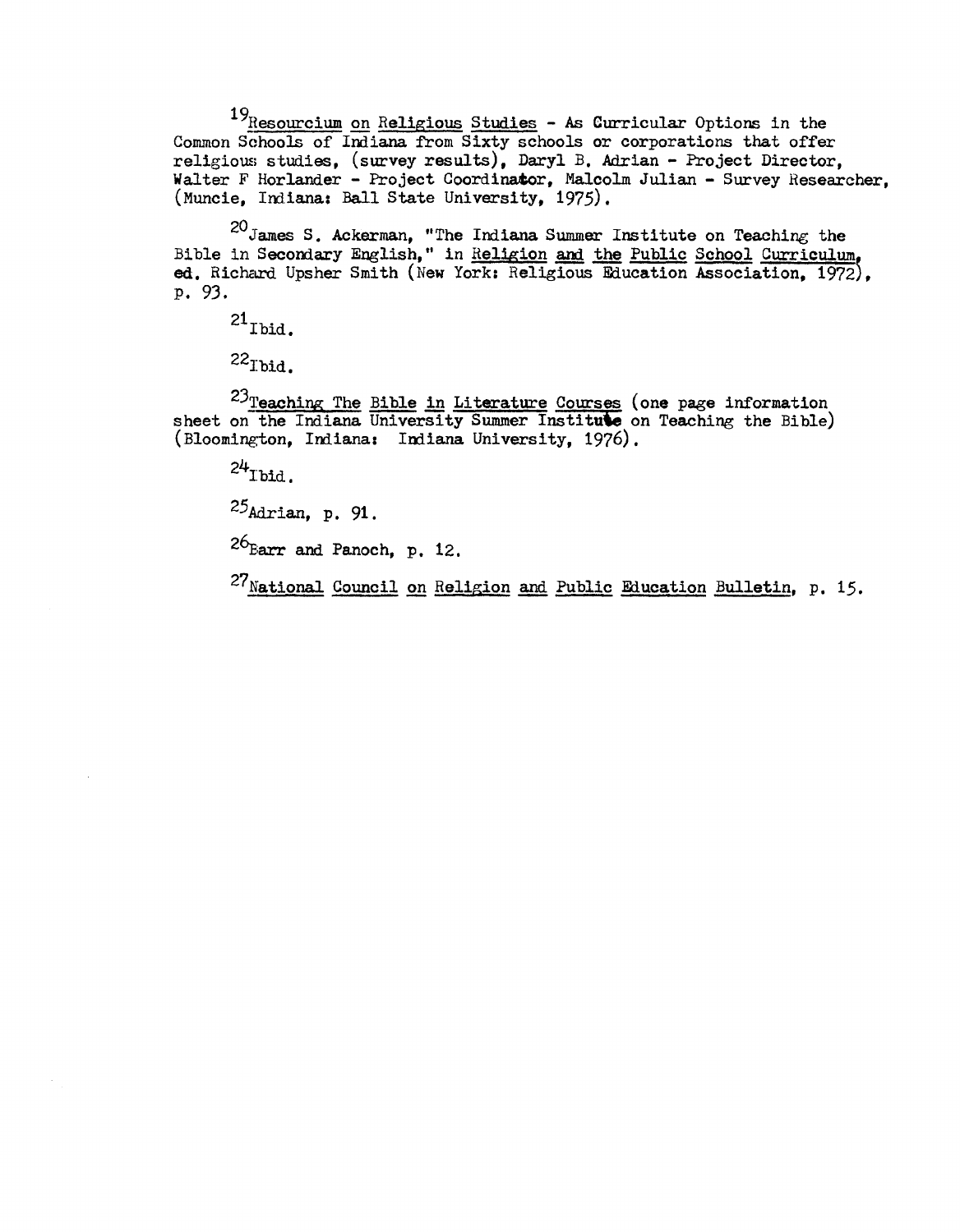[19] Resourcium on Religious Studies - As Curricular Options in the Common Schools of Indiana from Sixty schools or corporations that offer religious studies, (survey results), Daryl B. Adrian - Project Director, Walter F Horlander - Project Coordinator, Malcolm Julian - Survey Researcher, (Muncie, Indiana: Ball State University, 1975).

[20] James S. Ackerman, "The Indiana Summer Institute on Teaching the Bible in Secondary English," in Religion and the Public School Curriculum, ed. Richard Upsher Smith (New York: Religious Education Association, 1972), p. 93.

[21] Ibid.

[22] Ibid.

[23] Teaching The Bible in Literature Courses (one page information sheet on the Indiana University Summer Institute on Teaching the Bible) (Bloomington, Indiana: Indiana University, 1976).

[24] Ibid.

[25] Adrian, p. 91.

[26] Barr and Panoch, p. 12.

[27] National Council on Religion and Public Education Bulletin, p. 15.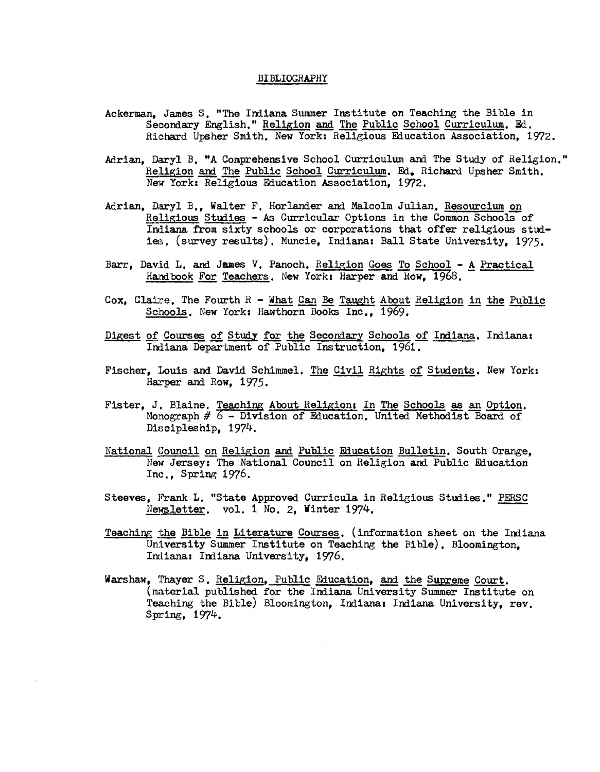# BIBLIOGRAPHY

Ackerman, James S. "The Indiana Summer Institute on Teaching the Bible in Secondary English." Religion and The Public School Curriculum. Ed. Richard Upsher Smith. New York: Religious Education Association, 1972.

Adrian, Daryl B. "A Comprehensive School Curriculum and The Study of Religion." Religion and The Public School Curriculum. Ed. Richard Upsher Smith. New York: Religious Education Association, 1972.

Adrian, Daryl B., Walter F. Horlander and Malcolm Julian. Resourcium on Religious Studies - As Curricular Options in the Common Schools of Indiana from sixty schools or corporations that offer religious studies. (survey results). Muncie, Indiana: Ball State University, 1975.

Barr, David L. and James V. Panoch. Religion Goes To School - A Practical Handbook For Teachers. New York: Harper and Row, 1968.

Cox, Claire. The Fourth R - What Can Be Taught About Religion in the Public Schools. New York: Hawthorn Books Inc., 1969.

Digest of Courses of Study for the Secondary Schools of Indiana. Indiana: Indiana Department of Public Instruction, 1961.

Fischer, Louis and David Schimmel. The Civil Rights of Students. New York: Harper and Row, 1975.

Fister, J. Blaine. Teaching About Religion: In The Schools as an Option. Monograph # 6 - Division of Education. United Methodist Board of Discipleship, 1974.

National Council on Religion and Public Education Bulletin. South Orange, New Jersey: The National Council on Religion and Public Education Inc., Spring 1976.

Steeves, Frank L. "State Approved Curricula in Religious Studies." PERSC Newsletter. vol. 1 No. 2, Winter 1974.

Teaching the Bible in Literature Courses. (information sheet on the Indiana University Summer Institute on Teaching the Bible). Bloomington, Indiana: Indiana University, 1976.

Warshaw, Thayer S. Religion, Public Education, and the Supreme Court. (material published for the Indiana University Summer Institute on Teaching the Bible) Bloomington, Indiana: Indiana University, rev. Spring, 1974.